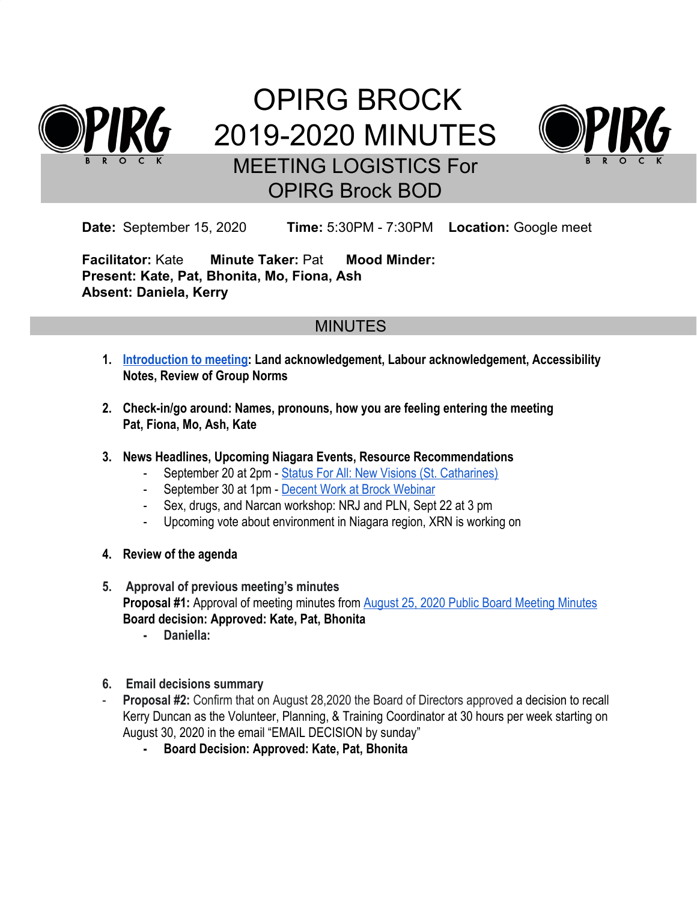# OPIRG BROCK 2019-2020 MINUTES

## MEETING LOGISTICS For OPIRG Brock BOD

**Date:** September 15, 2020 **Time:** 5:30PM - 7:30PM **Location:** Google meet

**Facilitator:** Kate **Minute Taker:** Pat **Mood Minder:**
**Present: Kate, Pat, Bhonita, Mo, Fiona, Ash**
**Absent: Daniela, Kerry**

## MINUTES

1. **Introduction to meeting: Land acknowledgement, Labour acknowledgement, Accessibility Notes, Review of Group Norms**

2. **Check-in/go around: Names, pronouns, how you are feeling entering the meeting**
   **Pat, Fiona, Mo, Ash, Kate**

3. **News Headlines, Upcoming Niagara Events, Resource Recommendations**
   - September 20 at 2pm - Status For All: New Visions (St. Catharines)
   - September 30 at 1pm - Decent Work at Brock Webinar
   - Sex, drugs, and Narcan workshop: NRJ and PLN, Sept 22 at 3 pm
   - Upcoming vote about environment in Niagara region, XRN is working on

4. **Review of the agenda**

5. **Approval of previous meeting's minutes**
   **Proposal #1:** Approval of meeting minutes from August 25, 2020 Public Board Meeting Minutes
   **Board decision: Approved: Kate, Pat, Bhonita**
   - **Daniella:**

6. **Email decisions summary**
   - **Proposal #2:** Confirm that on August 28,2020 the Board of Directors approved a decision to recall Kerry Duncan as the Volunteer, Planning, & Training Coordinator at 30 hours per week starting on August 30, 2020 in the email "EMAIL DECISION by sunday"
     - **Board Decision: Approved: Kate, Pat, Bhonita**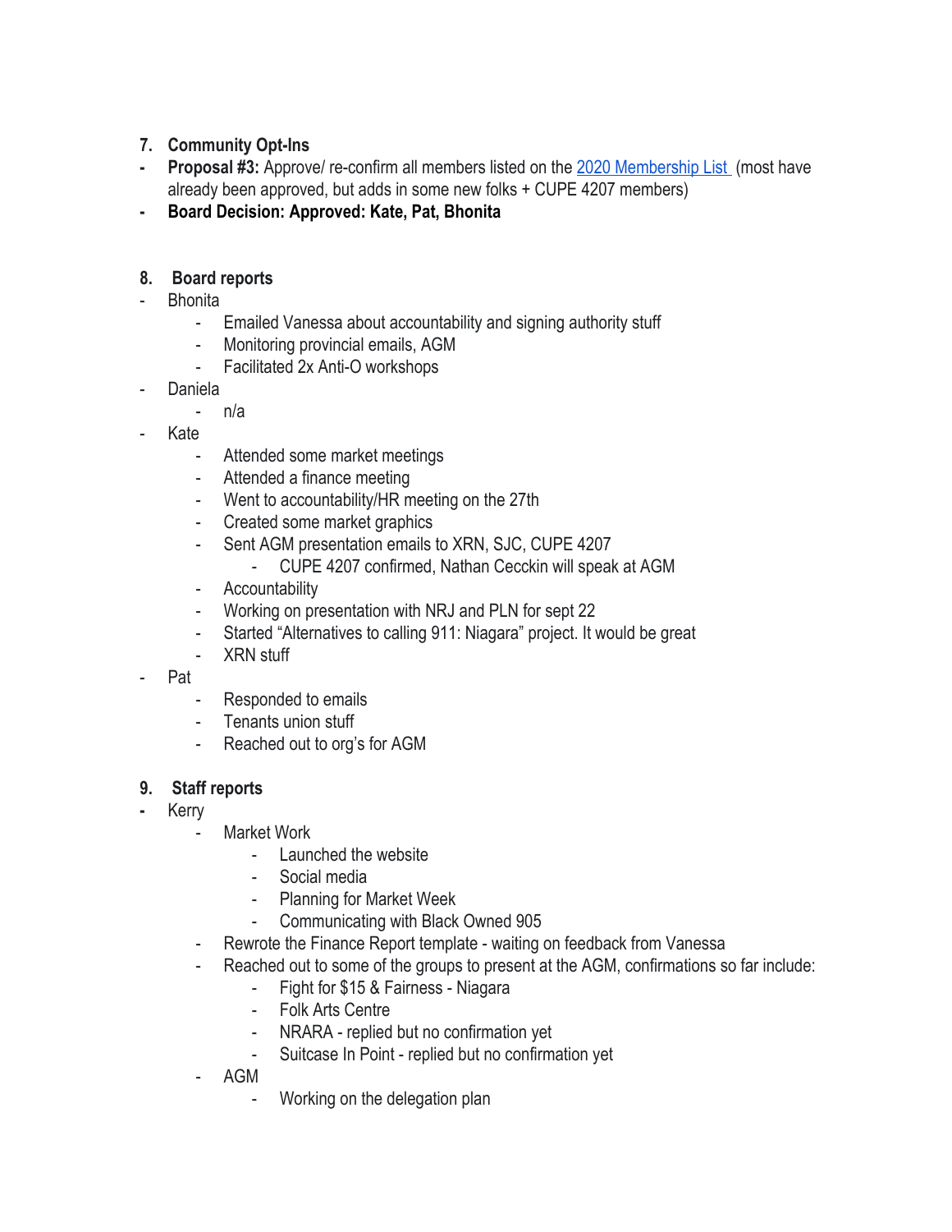7. **Community Opt-Ins**

- **Proposal #3:** Approve/ re-confirm all members listed on the 2020 Membership List (most have already been approved, but adds in some new folks + CUPE 4207 members)
- **Board Decision: Approved: Kate, Pat, Bhonita**

8. **Board reports**

- Bhonita
  - Emailed Vanessa about accountability and signing authority stuff
  - Monitoring provincial emails, AGM
  - Facilitated 2x Anti-O workshops
- Daniela
  - n/a
- Kate
  - Attended some market meetings
  - Attended a finance meeting
  - Went to accountability/HR meeting on the 27th
  - Created some market graphics
  - Sent AGM presentation emails to XRN, SJC, CUPE 4207
    - CUPE 4207 confirmed, Nathan Cecckin will speak at AGM
  - Accountability
  - Working on presentation with NRJ and PLN for sept 22
  - Started "Alternatives to calling 911: Niagara" project. It would be great
  - XRN stuff
- Pat
  - Responded to emails
  - Tenants union stuff
  - Reached out to org's for AGM

9. **Staff reports**

- Kerry
  - Market Work
    - Launched the website
    - Social media
    - Planning for Market Week
    - Communicating with Black Owned 905
  - Rewrote the Finance Report template - waiting on feedback from Vanessa
  - Reached out to some of the groups to present at the AGM, confirmations so far include:
    - Fight for $15 & Fairness - Niagara
    - Folk Arts Centre
    - NRARA - replied but no confirmation yet
    - Suitcase In Point - replied but no confirmation yet
  - AGM
    - Working on the delegation plan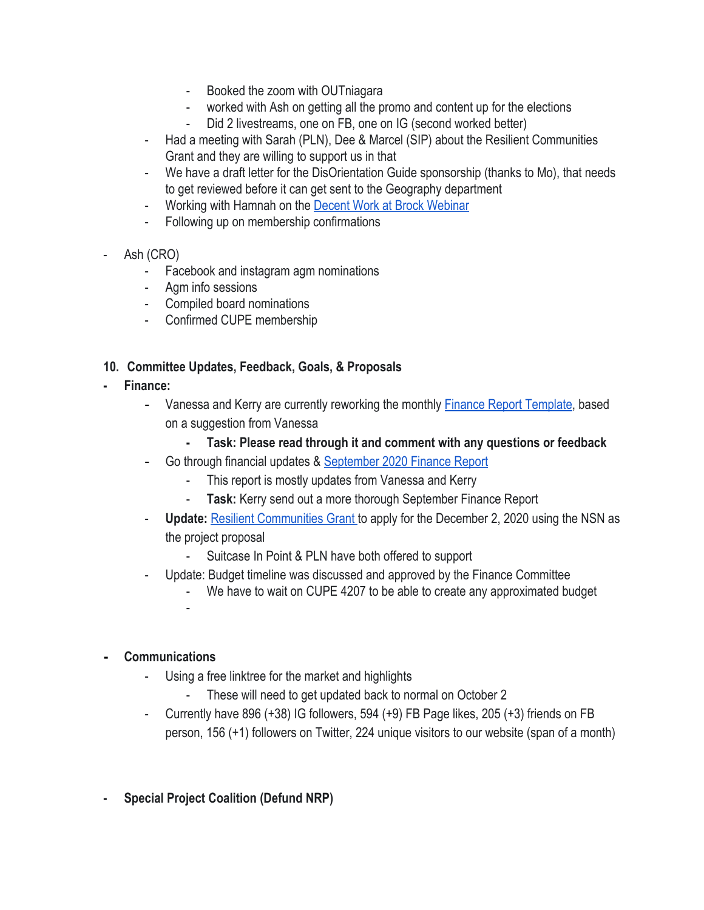- Booked the zoom with OUTniagara
        - worked with Ash on getting all the promo and content up for the elections
        - Did 2 livestreams, one on FB, one on IG (second worked better)
    - Had a meeting with Sarah (PLN), Dee & Marcel (SIP) about the Resilient Communities Grant and they are willing to support us in that
    - We have a draft letter for the DisOrientation Guide sponsorship (thanks to Mo), that needs to get reviewed before it can get sent to the Geography department
    - Working with Hamnah on the Decent Work at Brock Webinar
    - Following up on membership confirmations

- Ash (CRO)
    - Facebook and instagram agm nominations
    - Agm info sessions
    - Compiled board nominations
    - Confirmed CUPE membership

**10. Committee Updates, Feedback, Goals, & Proposals**

- **Finance:**
    - Vanessa and Kerry are currently reworking the monthly Finance Report Template, based on a suggestion from Vanessa
        - **Task: Please read through it and comment with any questions or feedback**
    - Go through financial updates & September 2020 Finance Report
        - This report is mostly updates from Vanessa and Kerry
        - **Task:** Kerry send out a more thorough September Finance Report
    - **Update:** Resilient Communities Grant to apply for the December 2, 2020 using the NSN as the project proposal
        - Suitcase In Point & PLN have both offered to support
    - Update: Budget timeline was discussed and approved by the Finance Committee
        - We have to wait on CUPE 4207 to be able to create any approximated budget
        -

- **Communications**
    - Using a free linktree for the market and highlights
        - These will need to get updated back to normal on October 2
    - Currently have 896 (+38) IG followers, 594 (+9) FB Page likes, 205 (+3) friends on FB person, 156 (+1) followers on Twitter, 224 unique visitors to our website (span of a month)

- **Special Project Coalition (Defund NRP)**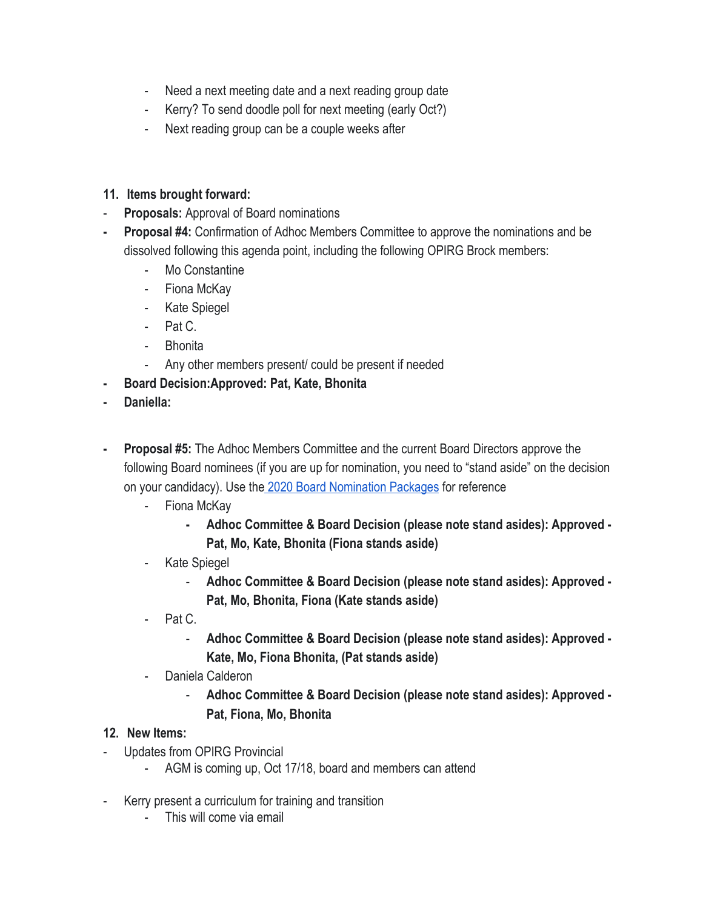- Need a next meeting date and a next reading group date
- Kerry? To send doodle poll for next meeting (early Oct?)
- Next reading group can be a couple weeks after

11. **Items brought forward:**

- **Proposals:** Approval of Board nominations
- **Proposal #4:** Confirmation of Adhoc Members Committee to approve the nominations and be dissolved following this agenda point, including the following OPIRG Brock members:
  - Mo Constantine
  - Fiona McKay
  - Kate Spiegel
  - Pat C.
  - Bhonita
  - Any other members present/ could be present if needed
- **Board Decision:Approved: Pat, Kate, Bhonita**
- **Daniella:**

- **Proposal #5:** The Adhoc Members Committee and the current Board Directors approve the following Board nominees (if you are up for nomination, you need to "stand aside" on the decision on your candidacy). Use the [2020 Board Nomination Packages]() for reference
  - Fiona McKay
    - **Adhoc Committee & Board Decision (please note stand asides): Approved - Pat, Mo, Kate, Bhonita (Fiona stands aside)**
  - Kate Spiegel
    - **Adhoc Committee & Board Decision (please note stand asides): Approved - Pat, Mo, Bhonita, Fiona (Kate stands aside)**
  - Pat C.
    - **Adhoc Committee & Board Decision (please note stand asides): Approved - Kate, Mo, Fiona Bhonita, (Pat stands aside)**
  - Daniela Calderon
    - **Adhoc Committee & Board Decision (please note stand asides): Approved - Pat, Fiona, Mo, Bhonita**

12. **New Items:**

- Updates from OPIRG Provincial
  - AGM is coming up, Oct 17/18, board and members can attend

- Kerry present a curriculum for training and transition
  - This will come via email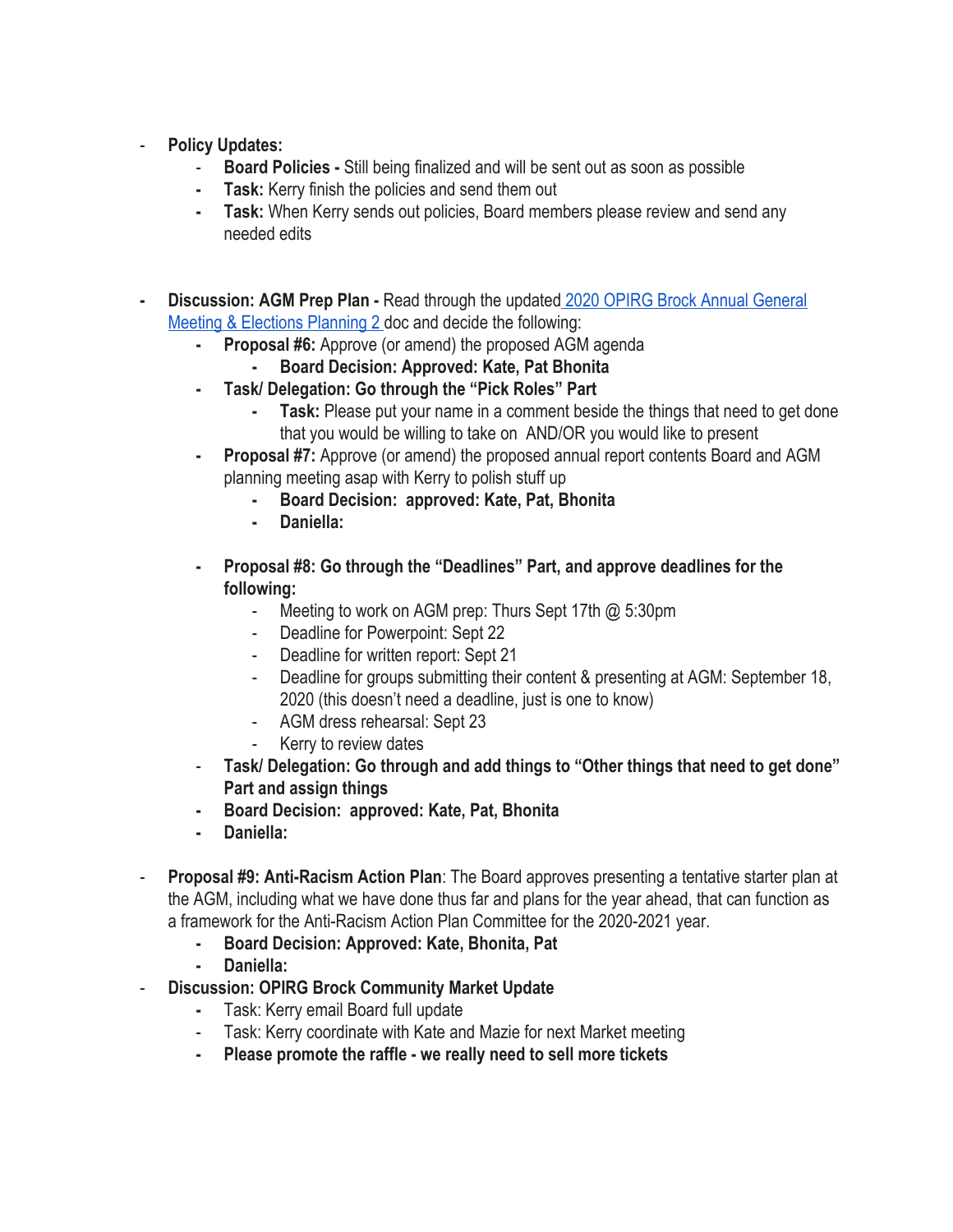- **Policy Updates:**
  - **Board Policies -** Still being finalized and will be sent out as soon as possible
  - **Task:** Kerry finish the policies and send them out
  - **Task:** When Kerry sends out policies, Board members please review and send any needed edits

- **Discussion: AGM Prep Plan -** Read through the updated [2020 OPIRG Brock Annual General Meeting & Elections Planning 2](#) doc and decide the following:
  - **Proposal #6:** Approve (or amend) the proposed AGM agenda
    - **Board Decision: Approved: Kate, Pat Bhonita**
  - **Task/ Delegation: Go through the "Pick Roles" Part**
    - **Task:** Please put your name in a comment beside the things that need to get done that you would be willing to take on AND/OR you would like to present
  - **Proposal #7:** Approve (or amend) the proposed annual report contents Board and AGM planning meeting asap with Kerry to polish stuff up
    - **Board Decision: approved: Kate, Pat, Bhonita**
    - **Daniella:**

  - **Proposal #8: Go through the "Deadlines" Part, and approve deadlines for the following:**
    - Meeting to work on AGM prep: Thurs Sept 17th @ 5:30pm
    - Deadline for Powerpoint: Sept 22
    - Deadline for written report: Sept 21
    - Deadline for groups submitting their content & presenting at AGM: September 18, 2020 (this doesn't need a deadline, just is one to know)
    - AGM dress rehearsal: Sept 23
    - Kerry to review dates
  - **Task/ Delegation: Go through and add things to "Other things that need to get done" Part and assign things**
  - **Board Decision: approved: Kate, Pat, Bhonita**
  - **Daniella:**

- **Proposal #9: Anti-Racism Action Plan**: The Board approves presenting a tentative starter plan at the AGM, including what we have done thus far and plans for the year ahead, that can function as a framework for the Anti-Racism Action Plan Committee for the 2020-2021 year.
  - **Board Decision: Approved: Kate, Bhonita, Pat**
  - **Daniella:**
- **Discussion: OPIRG Brock Community Market Update**
  - Task: Kerry email Board full update
  - Task: Kerry coordinate with Kate and Mazie for next Market meeting
  - **Please promote the raffle - we really need to sell more tickets**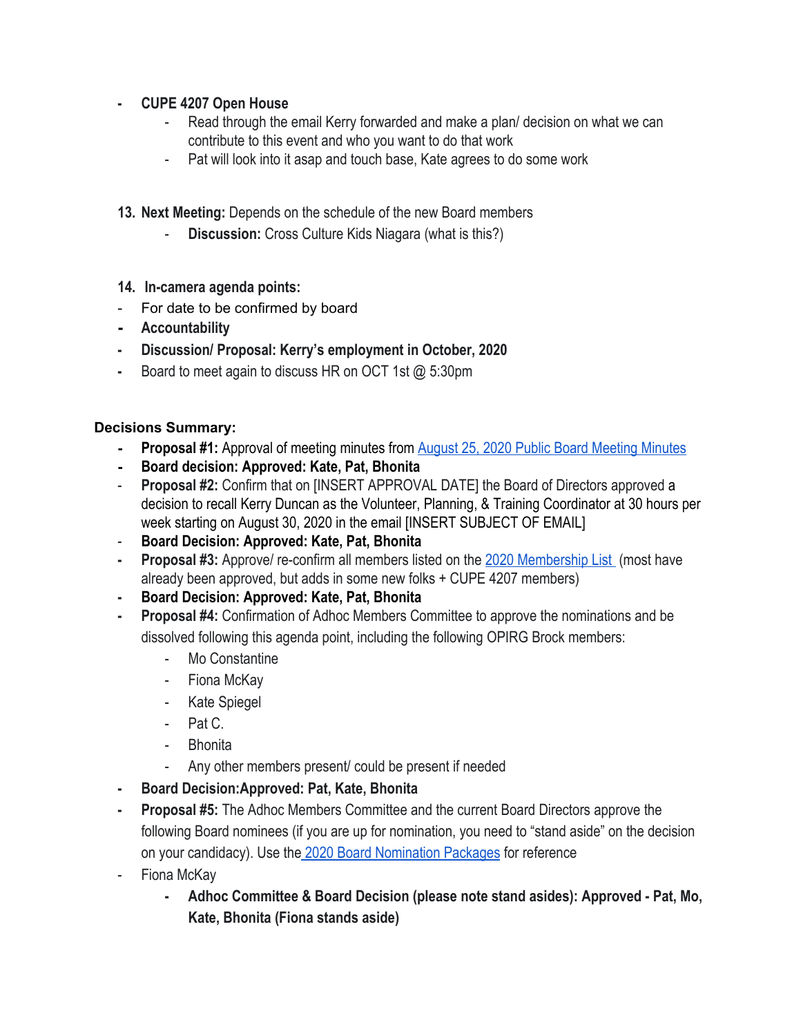- **CUPE 4207 Open House**
    - Read through the email Kerry forwarded and make a plan/ decision on what we can contribute to this event and who you want to do that work
    - Pat will look into it asap and touch base, Kate agrees to do some work

13. **Next Meeting:** Depends on the schedule of the new Board members
    - **Discussion:** Cross Culture Kids Niagara (what is this?)

14. **In-camera agenda points:**

- For date to be confirmed by board
- **Accountability**
- **Discussion/ Proposal: Kerry's employment in October, 2020**
- Board to meet again to discuss HR on OCT 1st @ 5:30pm

**Decisions Summary:**

- **Proposal #1:** Approval of meeting minutes from [August 25, 2020 Public Board Meeting Minutes]
- **Board decision: Approved: Kate, Pat, Bhonita**
- **Proposal #2:** Confirm that on [INSERT APPROVAL DATE] the Board of Directors approved a decision to recall Kerry Duncan as the Volunteer, Planning, & Training Coordinator at 30 hours per week starting on August 30, 2020 in the email [INSERT SUBJECT OF EMAIL]
- **Board Decision: Approved: Kate, Pat, Bhonita**
- **Proposal #3:** Approve/ re-confirm all members listed on the [2020 Membership List] (most have already been approved, but adds in some new folks + CUPE 4207 members)
- **Board Decision: Approved: Kate, Pat, Bhonita**
- **Proposal #4:** Confirmation of Adhoc Members Committee to approve the nominations and be dissolved following this agenda point, including the following OPIRG Brock members:
    - Mo Constantine
    - Fiona McKay
    - Kate Spiegel
    - Pat C.
    - Bhonita
    - Any other members present/ could be present if needed
- **Board Decision:Approved: Pat, Kate, Bhonita**
- **Proposal #5:** The Adhoc Members Committee and the current Board Directors approve the following Board nominees (if you are up for nomination, you need to "stand aside" on the decision on your candidacy). Use the [2020 Board Nomination Packages] for reference
- Fiona McKay
    - **Adhoc Committee & Board Decision (please note stand asides): Approved - Pat, Mo, Kate, Bhonita (Fiona stands aside)**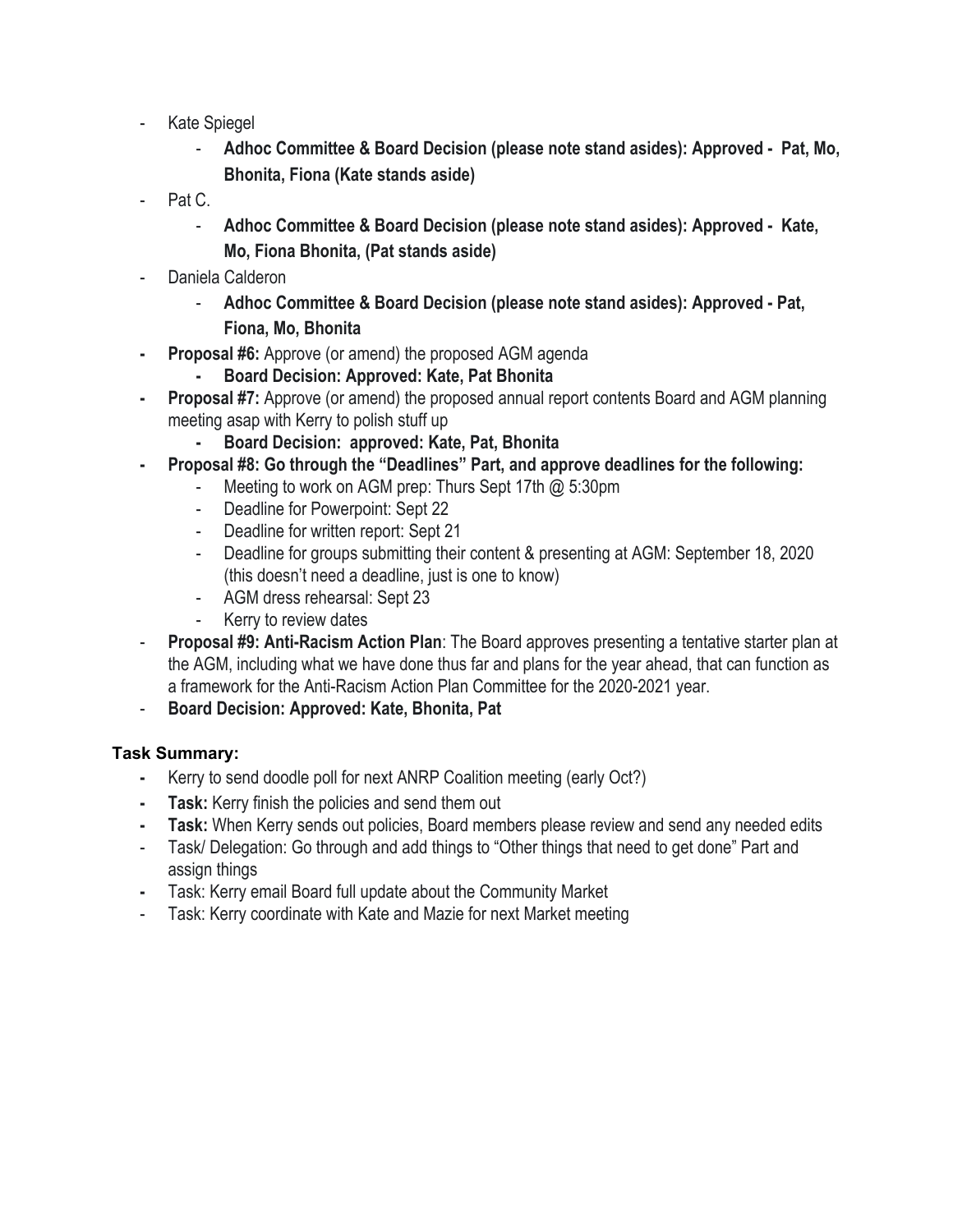- Kate Spiegel
    - **Adhoc Committee & Board Decision (please note stand asides): Approved - Pat, Mo, Bhonita, Fiona (Kate stands aside)**
- Pat C.
    - **Adhoc Committee & Board Decision (please note stand asides): Approved - Kate, Mo, Fiona Bhonita, (Pat stands aside)**
- Daniela Calderon
    - **Adhoc Committee & Board Decision (please note stand asides): Approved - Pat, Fiona, Mo, Bhonita**
- **Proposal #6:** Approve (or amend) the proposed AGM agenda
    - **Board Decision: Approved: Kate, Pat Bhonita**
- **Proposal #7:** Approve (or amend) the proposed annual report contents Board and AGM planning meeting asap with Kerry to polish stuff up
    - **Board Decision: approved: Kate, Pat, Bhonita**
- **Proposal #8: Go through the "Deadlines" Part, and approve deadlines for the following:**
    - Meeting to work on AGM prep: Thurs Sept 17th @ 5:30pm
    - Deadline for Powerpoint: Sept 22
    - Deadline for written report: Sept 21
    - Deadline for groups submitting their content & presenting at AGM: September 18, 2020 (this doesn't need a deadline, just is one to know)
    - AGM dress rehearsal: Sept 23
    - Kerry to review dates
- **Proposal #9: Anti-Racism Action Plan**: The Board approves presenting a tentative starter plan at the AGM, including what we have done thus far and plans for the year ahead, that can function as a framework for the Anti-Racism Action Plan Committee for the 2020-2021 year.
- **Board Decision: Approved: Kate, Bhonita, Pat**

**Task Summary:**

- Kerry to send doodle poll for next ANRP Coalition meeting (early Oct?)
- **Task:** Kerry finish the policies and send them out
- **Task:** When Kerry sends out policies, Board members please review and send any needed edits
- Task/ Delegation: Go through and add things to "Other things that need to get done" Part and assign things
- Task: Kerry email Board full update about the Community Market
- Task: Kerry coordinate with Kate and Mazie for next Market meeting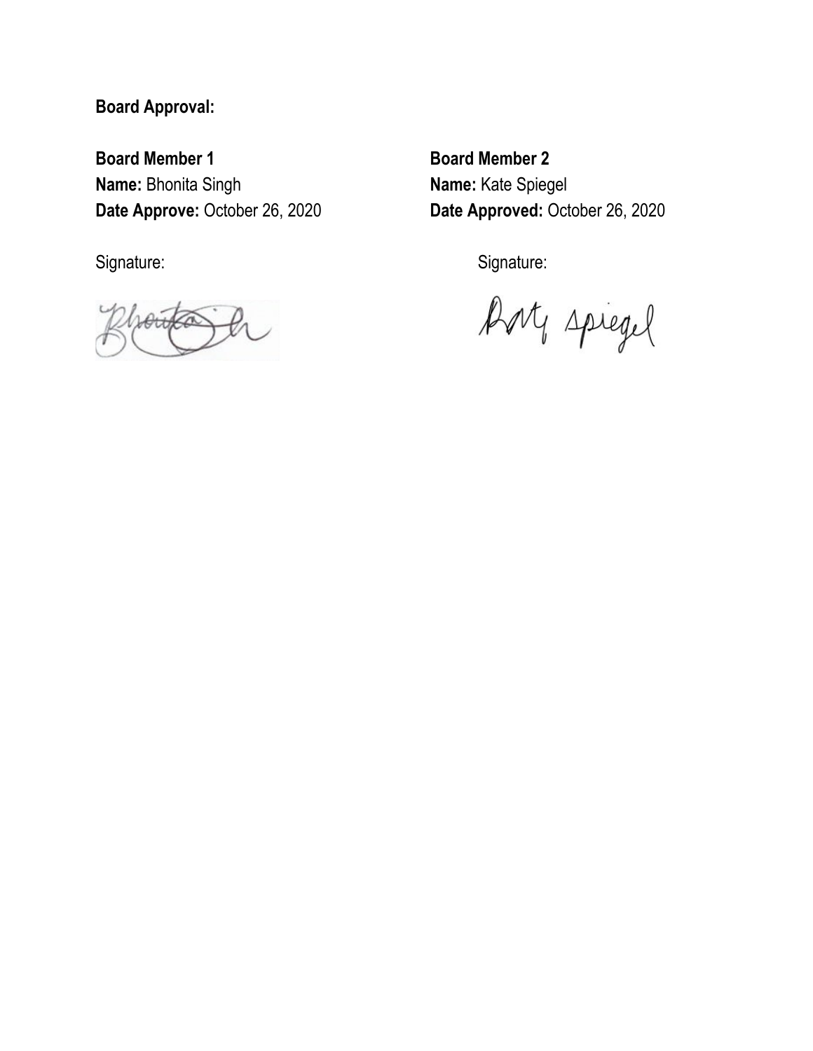**Board Approval:**

**Board Member 1**
**Name:** Bhonita Singh
**Date Approve:** October 26, 2020

Signature:

**Board Member 2**
**Name:** Kate Spiegel
**Date Approved:** October 26, 2020

Signature: